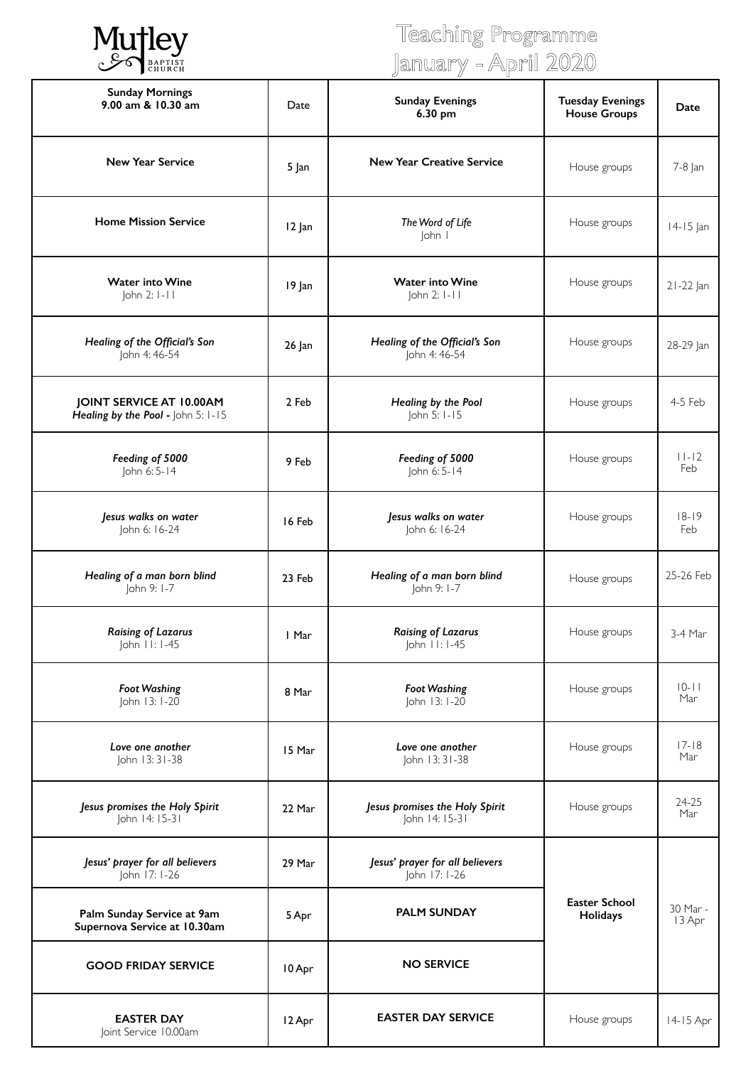Mutley Baptist Church

# Teaching Programme January - April 2020

| Sunday Mornings 9.00 am & 10.30 am | Date | Sunday Evenings 6.30 pm | Tuesday Evenings House Groups | Date |
|---|---|---|---|---|
| **New Year Service** | 5 Jan | **New Year Creative Service** | House groups | 7-8 Jan |
| **Home Mission Service** | 12 Jan | *The Word of Life* John 1 | House groups | 14-15 Jan |
| **Water into Wine** John 2: 1-11 | 19 Jan | **Water into Wine** John 2: 1-11 | House groups | 21-22 Jan |
| ***Healing of the Official's Son*** John 4: 46-54 | 26 Jan | ***Healing of the Official's Son*** John 4: 46-54 | House groups | 28-29 Jan |
| **JOINT SERVICE AT 10.00AM** ***Healing by the Pool*** - John 5: 1-15 | 2 Feb | ***Healing by the Pool*** John 5: 1-15 | House groups | 4-5 Feb |
| ***Feeding of 5000*** John 6: 5-14 | 9 Feb | ***Feeding of 5000*** John 6: 5-14 | House groups | 11-12 Feb |
| ***Jesus walks on water*** John 6: 16-24 | 16 Feb | ***Jesus walks on water*** John 6: 16-24 | House groups | 18-19 Feb |
| ***Healing of a man born blind*** John 9: 1-7 | 23 Feb | ***Healing of a man born blind*** John 9: 1-7 | House groups | 25-26 Feb |
| ***Raising of Lazarus*** John 11: 1-45 | 1 Mar | ***Raising of Lazarus*** John 11: 1-45 | House groups | 3-4 Mar |
| ***Foot Washing*** John 13: 1-20 | 8 Mar | ***Foot Washing*** John 13: 1-20 | House groups | 10-11 Mar |
| ***Love one another*** John 13: 31-38 | 15 Mar | ***Love one another*** John 13: 31-38 | House groups | 17-18 Mar |
| ***Jesus promises the Holy Spirit*** John 14: 15-31 | 22 Mar | ***Jesus promises the Holy Spirit*** John 14: 15-31 | House groups | 24-25 Mar |
| ***Jesus' prayer for all believers*** John 17: 1-26 | 29 Mar | ***Jesus' prayer for all believers*** John 17: 1-26 | **Easter School Holidays** | 30 Mar - 13 Apr |
| **Palm Sunday Service at 9am Supernova Service at 10.30am** | 5 Apr | **PALM SUNDAY** | | |
| **GOOD FRIDAY SERVICE** | 10 Apr | **NO SERVICE** | | |
| **EASTER DAY** Joint Service 10.00am | 12 Apr | **EASTER DAY SERVICE** | House groups | 14-15 Apr |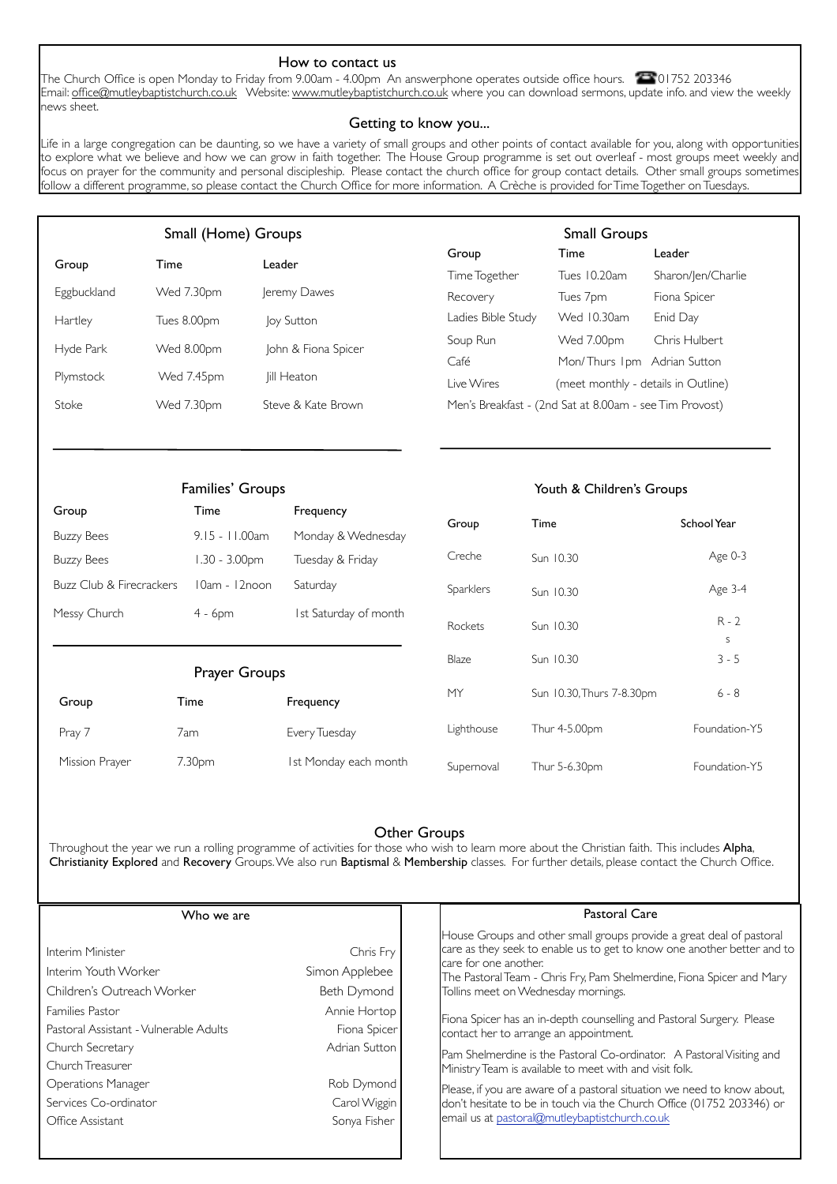## How to contact us

The Church Office is open Monday to Friday from 9.00am - 4.00pm An answerphone operates outside office hours. ☎ 01752 203346
Email: office@mutleybaptistchurch.co.uk Website: www.mutleybaptistchurch.co.uk where you can download sermons, update info. and view the weekly news sheet.

## Getting to know you...

Life in a large congregation can be daunting, so we have a variety of small groups and other points of contact available for you, along with opportunities to explore what we believe and how we can grow in faith together. The House Group programme is set out overleaf - most groups meet weekly and focus on prayer for the community and personal discipleship. Please contact the church office for group contact details. Other small groups sometimes follow a different programme, so please contact the Church Office for more information. A Crèche is provided for Time Together on Tuesdays.

### Small (Home) Groups

| Group | Time | Leader |
|---|---|---|
| Eggbuckland | Wed 7.30pm | Jeremy Dawes |
| Hartley | Tues 8.00pm | Joy Sutton |
| Hyde Park | Wed 8.00pm | John & Fiona Spicer |
| Plymstock | Wed 7.45pm | Jill Heaton |
| Stoke | Wed 7.30pm | Steve & Kate Brown |

### Small Groups

| Group | Time | Leader |
|---|---|---|
| Time Together | Tues 10.20am | Sharon/Jen/Charlie |
| Recovery | Tues 7pm | Fiona Spicer |
| Ladies Bible Study | Wed 10.30am | Enid Day |
| Soup Run | Wed 7.00pm | Chris Hulbert |
| Café | Mon/Thurs 1pm | Adrian Sutton |
| Live Wires | (meet monthly - details in Outline) | |

Men's Breakfast - (2nd Sat at 8.00am - see Tim Provost)

### Families' Groups

| Group | Time | Frequency |
|---|---|---|
| Buzzy Bees | 9.15 - 11.00am | Monday & Wednesday |
| Buzzy Bees | 1.30 - 3.00pm | Tuesday & Friday |
| Buzz Club & Firecrackers | 10am - 12noon | Saturday |
| Messy Church | 4 - 6pm | 1st Saturday of month |

### Prayer Groups

| Group | Time | Frequency |
|---|---|---|
| Pray 7 | 7am | Every Tuesday |
| Mission Prayer | 7.30pm | 1st Monday each month |

### Youth & Children's Groups

| Group | Time | School Year |
|---|---|---|
| Creche | Sun 10.30 | Age 0-3 |
| Sparklers | Sun 10.30 | Age 3-4 |
| Rockets | Sun 10.30 | R - 2 s |
| Blaze | Sun 10.30 | 3 - 5 |
| MY | Sun 10.30, Thurs 7-8.30pm | 6 - 8 |
| Lighthouse | Thur 4-5.00pm | Foundation-Y5 |
| Supernova! | Thur 5-6.30pm | Foundation-Y5 |

### Other Groups

Throughout the year we run a rolling programme of activities for those who wish to learn more about the Christian faith. This includes **Alpha**, **Christianity Explored** and **Recovery** Groups. We also run **Baptismal** & **Membership** classes. For further details, please contact the Church Office.

### Who we are

| | |
|---|---|
| Interim Minister | Chris Fry |
| Interim Youth Worker | Simon Applebee |
| Children's Outreach Worker | Beth Dymond |
| Families Pastor | Annie Hortop |
| Pastoral Assistant - Vulnerable Adults | Fiona Spicer |
| Church Secretary | Adrian Sutton |
| Church Treasurer | |
| Operations Manager | Rob Dymond |
| Services Co-ordinator | Carol Wiggin |
| Office Assistant | Sonya Fisher |

### Pastoral Care

House Groups and other small groups provide a great deal of pastoral care as they seek to enable us to get to know one another better and to care for one another.
The Pastoral Team - Chris Fry, Pam Shelmerdine, Fiona Spicer and Mary Tollins meet on Wednesday mornings.

Fiona Spicer has an in-depth counselling and Pastoral Surgery. Please contact her to arrange an appointment.

Pam Shelmerdine is the Pastoral Co-ordinator. A Pastoral Visiting and Ministry Team is available to meet with and visit folk.

Please, if you are aware of a pastoral situation we need to know about, don't hesitate to be in touch via the Church Office (01752 203346) or email us at pastoral@mutleybaptistchurch.co.uk